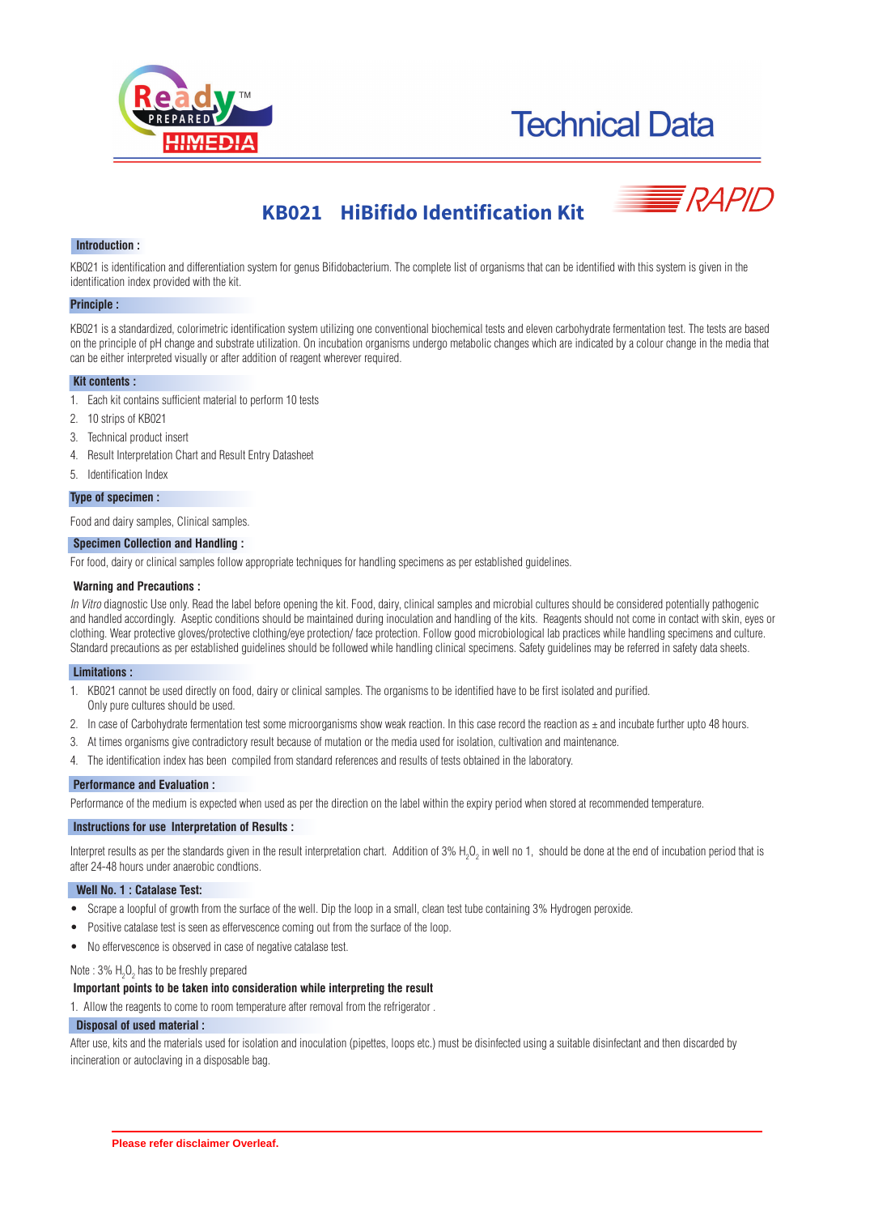# Technical Data

## KB021 HiBifido Identification Kit

RAPID

### Introduction :

KB021 is identification and differentiation system for genus Bifidobacterium. The complete list of organisms that can be identified with this system is given in the identification index provided with the kit.

### Principle :

KB021 is a standardized, colorimetric identification system utilizing one conventional biochemical tests and eleven carbohydrate fermentation test. The tests are based on the principle of pH change and substrate utilization. On incubation organisms undergo metabolic changes which are indicated by a colour change in the media that can be either interpreted visually or after addition of reagent wherever required.

### Kit contents :

1. Each kit contains sufficient material to perform 10 tests
2. 10 strips of KB021
3. Technical product insert
4. Result Interpretation Chart and Result Entry Datasheet
5. Identification Index

### Type of specimen :

Food and dairy samples, Clinical samples.

### Specimen Collection and Handling :

For food, dairy or clinical samples follow appropriate techniques for handling specimens as per established guidelines.

### Warning and Precautions :

*In Vitro* diagnostic Use only. Read the label before opening the kit. Food, dairy, clinical samples and microbial cultures should be considered potentially pathogenic and handled accordingly. Aseptic conditions should be maintained during inoculation and handling of the kits. Reagents should not come in contact with skin, eyes or clothing. Wear protective gloves/protective clothing/eye protection/ face protection. Follow good microbiological lab practices while handling specimens and culture. Standard precautions as per established guidelines should be followed while handling clinical specimens. Safety guidelines may be referred in safety data sheets.

### Limitations :

1. KB021 cannot be used directly on food, dairy or clinical samples. The organisms to be identified have to be first isolated and purified. Only pure cultures should be used.
2. In case of Carbohydrate fermentation test some microorganisms show weak reaction. In this case record the reaction as ± and incubate further upto 48 hours.
3. At times organisms give contradictory result because of mutation or the media used for isolation, cultivation and maintenance.
4. The identification index has been compiled from standard references and results of tests obtained in the laboratory.

### Performance and Evaluation :

Performance of the medium is expected when used as per the direction on the label within the expiry period when stored at recommended temperature.

### Instructions for use Interpretation of Results :

Interpret results as per the standards given in the result interpretation chart. Addition of 3% $H_2O_2$ in well no 1, should be done at the end of incubation period that is after 24-48 hours under anaerobic condtions.

### Well No. 1 : Catalase Test:

- Scrape a loopful of growth from the surface of the well. Dip the loop in a small, clean test tube containing 3% Hydrogen peroxide.
- Positive catalase test is seen as effervescence coming out from the surface of the loop.
- No effervescence is observed in case of negative catalase test.

Note : 3% $H_2O_2$ has to be freshly prepared

**Important points to be taken into consideration while interpreting the result**

1. Allow the reagents to come to room temperature after removal from the refrigerator .

### Disposal of used material :

After use, kits and the materials used for isolation and inoculation (pipettes, loops etc.) must be disinfected using a suitable disinfectant and then discarded by incineration or autoclaving in a disposable bag.

**Please refer disclaimer Overleaf.**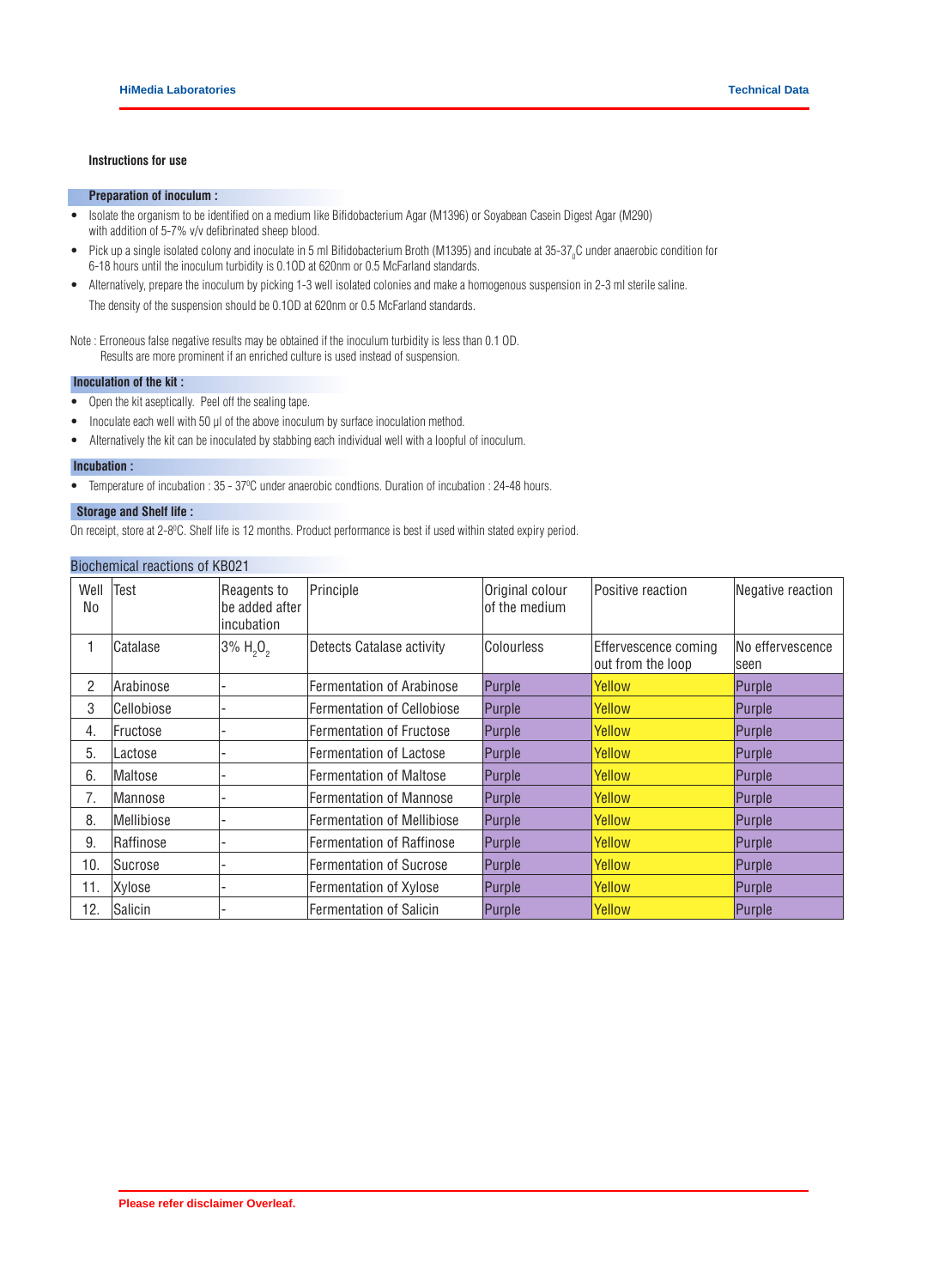### Instructions for use

#### Preparation of inoculum :

- Isolate the organism to be identified on a medium like Bifidobacterium Agar (M1396) or Soyabean Casein Digest Agar (M290) with addition of 5-7% v/v defibrinated sheep blood.
- Pick up a single isolated colony and inoculate in 5 ml Bifidobacterium Broth (M1395) and incubate at 35-37 $_0$C under anaerobic condition for 6-18 hours until the inoculum turbidity is 0.1OD at 620nm or 0.5 McFarland standards.
- Alternatively, prepare the inoculum by picking 1-3 well isolated colonies and make a homogenous suspension in 2-3 ml sterile saline. The density of the suspension should be 0.1OD at 620nm or 0.5 McFarland standards.

Note : Erroneous false negative results may be obtained if the inoculum turbidity is less than 0.1 OD.
Results are more prominent if an enriched culture is used instead of suspension.

#### Inoculation of the kit :

- Open the kit aseptically. Peel off the sealing tape.
- Inoculate each well with 50 µl of the above inoculum by surface inoculation method.
- Alternatively the kit can be inoculated by stabbing each individual well with a loopful of inoculum.

#### Incubation :

- Temperature of incubation : 35 - 37°C under anaerobic condtions. Duration of incubation : 24-48 hours.

#### Storage and Shelf life :

On receipt, store at 2-8°C. Shelf life is 12 months. Product performance is best if used within stated expiry period.

#### Biochemical reactions of KB021

| Well No | Test | Reagents to be added after incubation | Principle | Original colour of the medium | Positive reaction | Negative reaction |
|---|---|---|---|---|---|---|
| 1 | Catalase | 3% $H_2O_2$ | Detects Catalase activity | Colourless | Effervescence coming out from the loop | No effervescence seen |
| 2 | Arabinose | - | Fermentation of Arabinose | Purple | Yellow | Purple |
| 3 | Cellobiose | - | Fermentation of Cellobiose | Purple | Yellow | Purple |
| 4. | Fructose | - | Fermentation of Fructose | Purple | Yellow | Purple |
| 5. | Lactose | - | Fermentation of Lactose | Purple | Yellow | Purple |
| 6. | Maltose | - | Fermentation of Maltose | Purple | Yellow | Purple |
| 7. | Mannose | - | Fermentation of Mannose | Purple | Yellow | Purple |
| 8. | Mellibiose | - | Fermentation of Mellibiose | Purple | Yellow | Purple |
| 9. | Raffinose | - | Fermentation of Raffinose | Purple | Yellow | Purple |
| 10. | Sucrose | - | Fermentation of Sucrose | Purple | Yellow | Purple |
| 11. | Xylose | - | Fermentation of Xylose | Purple | Yellow | Purple |
| 12. | Salicin | - | Fermentation of Salicin | Purple | Yellow | Purple |

Please refer disclaimer Overleaf.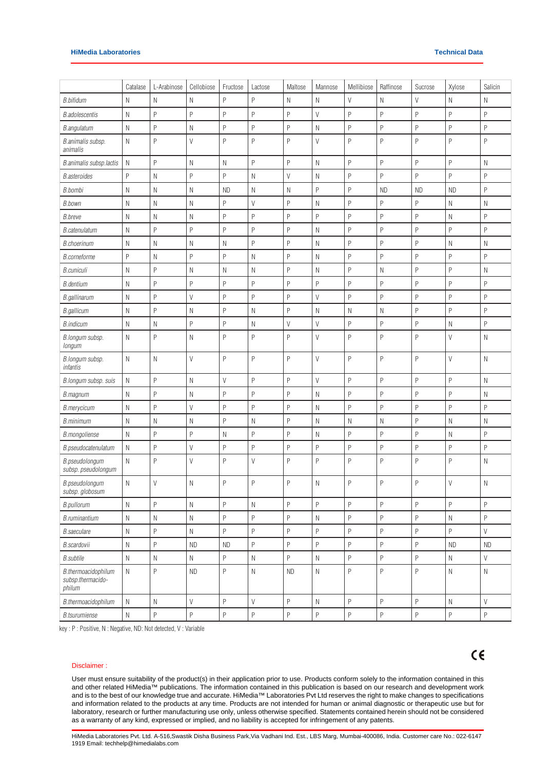| | Catalase | L-Arabinose | Cellobiose | Fructose | Lactose | Maltose | Mannose | Mellibiose | Raffinose | Sucrose | Xylose | Salicin |
|---|---|---|---|---|---|---|---|---|---|---|---|---|
| *B.bifidum* | N | N | N | P | P | N | N | V | N | V | N | N |
| *B.adolescentis* | N | P | P | P | P | P | V | P | P | P | P | P |
| *B.angulatum* | N | P | N | P | P | P | N | P | P | P | P | P |
| *B.animalis subsp. animalis* | N | P | V | P | P | P | V | P | P | P | P | P |
| *B.animalis subsp.lactis* | N | P | N | N | P | P | N | P | P | P | P | N |
| *B.asteroides* | P | N | P | P | N | V | N | P | P | P | P | P |
| *B.bombi* | N | N | N | ND | N | N | P | P | ND | ND | ND | P |
| *B.bown* | N | N | N | P | V | P | N | P | P | P | N | N |
| *B.breve* | N | N | N | P | P | P | P | P | P | P | N | P |
| *B.catenulatum* | N | P | P | P | P | P | N | P | P | P | P | P |
| *B.choerinum* | N | N | N | N | P | P | N | P | P | P | N | N |
| *B.corneforme* | P | N | P | P | N | P | N | P | P | P | P | P |
| *B.cuniculi* | N | P | N | N | N | P | N | P | N | P | P | N |
| *B.dentium* | N | P | P | P | P | P | P | P | P | P | P | P |
| *B.gallinarum* | N | P | V | P | P | P | V | P | P | P | P | P |
| *B.gallicum* | N | P | N | P | N | P | N | N | N | P | P | P |
| *B.indicum* | N | N | P | P | N | V | V | P | P | P | N | P |
| *B.longum subsp. longum* | N | P | N | P | P | P | V | P | P | P | V | N |
| *B.longum subsp. infantis* | N | N | V | P | P | P | V | P | P | P | V | N |
| *B.longum subsp. suis* | N | P | N | V | P | P | V | P | P | P | P | N |
| *B.magnum* | N | P | N | P | P | P | N | P | P | P | P | N |
| *B.merycicum* | N | P | V | P | P | P | N | P | P | P | P | P |
| *B.minimum* | N | N | N | P | N | P | N | N | N | P | N | N |
| *B.mongoliense* | N | P | P | N | P | P | N | P | P | P | N | P |
| *B.pseudocatenulatum* | N | P | V | P | P | P | P | P | P | P | P | P |
| *B.pseudolongum subsp. pseudolongum* | N | P | V | P | V | P | P | P | P | P | P | N |
| *B.pseudolongum subsp. globosum* | N | V | N | P | P | P | N | P | P | P | V | N |
| *B.pullorum* | N | P | N | P | N | P | P | P | P | P | P | P |
| *B.ruminantium* | N | N | N | P | P | P | N | P | P | P | N | P |
| *B.saeculare* | N | P | N | P | P | P | P | P | P | P | P | V |
| *B.scardovii* | N | P | ND | ND | P | P | P | P | P | P | ND | ND |
| *B.subtile* | N | N | N | P | N | P | N | P | P | P | N | V |
| *B.thermoacidophilum subsp.thermacido-philum* | N | P | ND | P | N | ND | N | P | P | P | N | N |
| *B.thermoacidophilum* | N | N | V | P | V | P | N | P | P | P | N | V |
| *B.tsurumiense* | N | P | P | P | P | P | P | P | P | P | P | P |

key : P : Positive, N : Negative, ND: Not detected, V : Variable

CE

Disclaimer :

User must ensure suitability of the product(s) in their application prior to use. Products conform solely to the information contained in this and other related HiMedia™ publications. The information contained in this publication is based on our research and development work and is to the best of our knowledge true and accurate. HiMedia™ Laboratories Pvt Ltd reserves the right to make changes to specifications and information related to the products at any time. Products are not intended for human or animal diagnostic or therapeutic use but for laboratory, research or further manufacturing use only, unless otherwise specified. Statements contained herein should not be considered as a warranty of any kind, expressed or implied, and no liability is accepted for infringement of any patents.

HiMedia Laboratories Pvt. Ltd. A-516,Swastik Disha Business Park,Via Vadhani Ind. Est., LBS Marg, Mumbai-400086, India. Customer care No.: 022-6147 1919 Email: techhelp@himedialabs.com